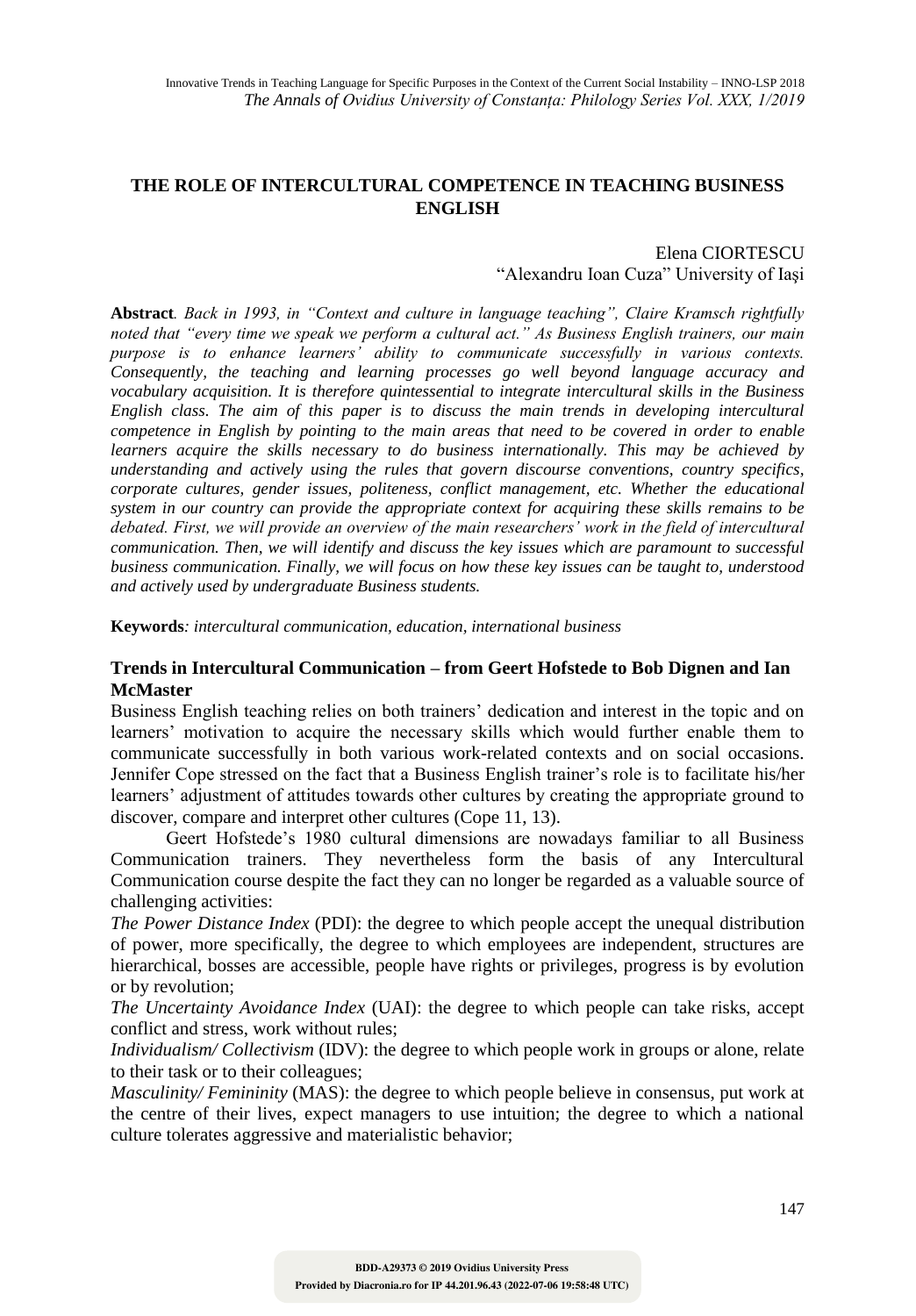# THE ROLE OF INTERCULTURAL COMPETENCE IN TEACHING BUSINESS ENGLISH

Elena CIORTESCU
"Alexandru Ioan Cuza" University of Iaşi

**Abstract**. *Back in 1993, in "Context and culture in language teaching", Claire Kramsch rightfully noted that "every time we speak we perform a cultural act." As Business English trainers, our main purpose is to enhance learners' ability to communicate successfully in various contexts. Consequently, the teaching and learning processes go well beyond language accuracy and vocabulary acquisition. It is therefore quintessential to integrate intercultural skills in the Business English class. The aim of this paper is to discuss the main trends in developing intercultural competence in English by pointing to the main areas that need to be covered in order to enable learners acquire the skills necessary to do business internationally. This may be achieved by understanding and actively using the rules that govern discourse conventions, country specifics, corporate cultures, gender issues, politeness, conflict management, etc. Whether the educational system in our country can provide the appropriate context for acquiring these skills remains to be debated. First, we will provide an overview of the main researchers' work in the field of intercultural communication. Then, we will identify and discuss the key issues which are paramount to successful business communication. Finally, we will focus on how these key issues can be taught to, understood and actively used by undergraduate Business students.*

**Keywords**: *intercultural communication, education, international business*

## Trends in Intercultural Communication – from Geert Hofstede to Bob Dignen and Ian McMaster

Business English teaching relies on both trainers' dedication and interest in the topic and on learners' motivation to acquire the necessary skills which would further enable them to communicate successfully in both various work-related contexts and on social occasions. Jennifer Cope stressed on the fact that a Business English trainer's role is to facilitate his/her learners' adjustment of attitudes towards other cultures by creating the appropriate ground to discover, compare and interpret other cultures (Cope 11, 13).

Geert Hofstede's 1980 cultural dimensions are nowadays familiar to all Business Communication trainers. They nevertheless form the basis of any Intercultural Communication course despite the fact they can no longer be regarded as a valuable source of challenging activities:

*The Power Distance Index* (PDI): the degree to which people accept the unequal distribution of power, more specifically, the degree to which employees are independent, structures are hierarchical, bosses are accessible, people have rights or privileges, progress is by evolution or by revolution;

*The Uncertainty Avoidance Index* (UAI): the degree to which people can take risks, accept conflict and stress, work without rules;

*Individualism/ Collectivism* (IDV): the degree to which people work in groups or alone, relate to their task or to their colleagues;

*Masculinity/ Femininity* (MAS): the degree to which people believe in consensus, put work at the centre of their lives, expect managers to use intuition; the degree to which a national culture tolerates aggressive and materialistic behavior;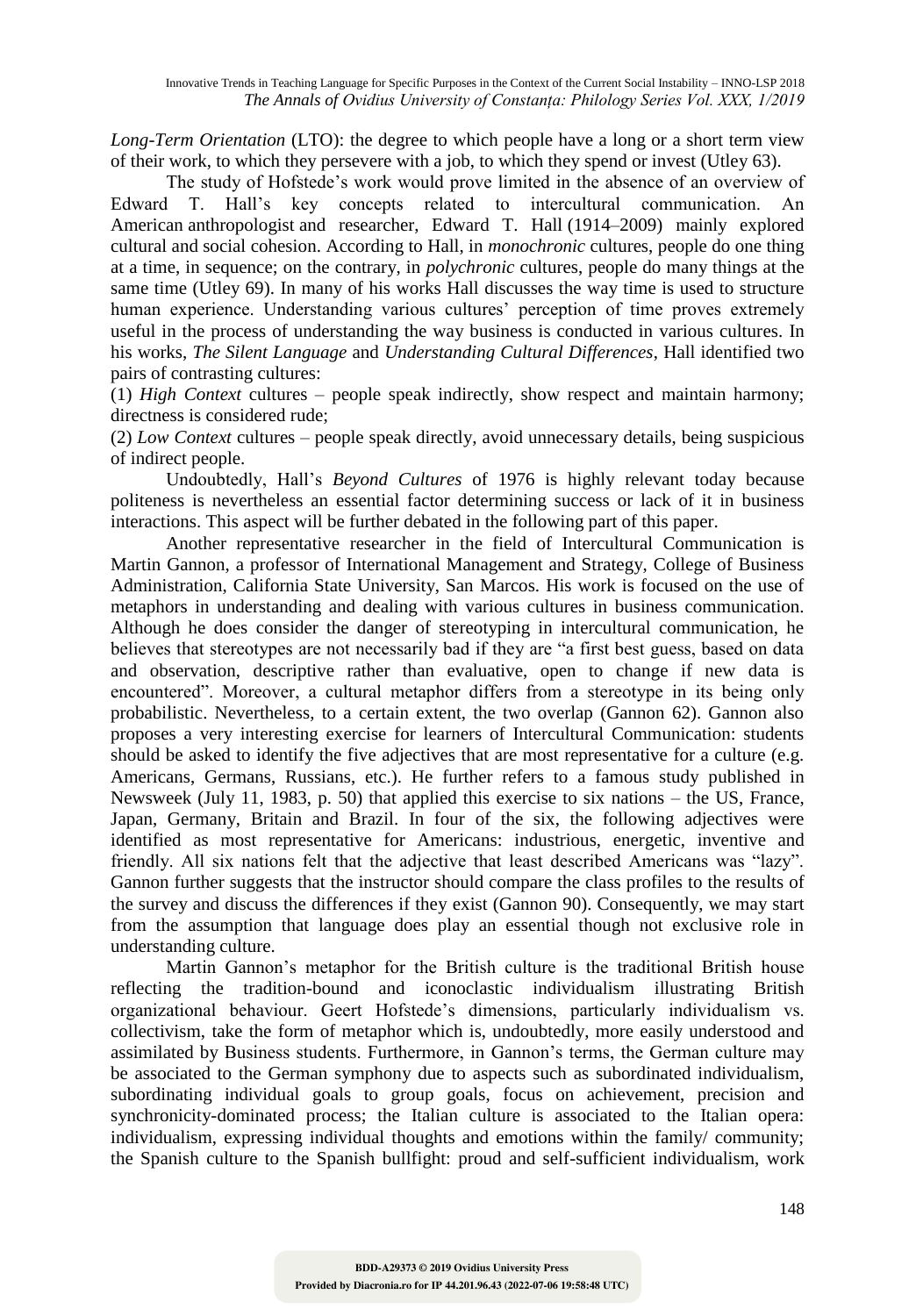*Long-Term Orientation* (LTO): the degree to which people have a long or a short term view of their work, to which they persevere with a job, to which they spend or invest (Utley 63).

The study of Hofstede's work would prove limited in the absence of an overview of Edward T. Hall's key concepts related to intercultural communication. An American anthropologist and researcher, Edward T. Hall (1914–2009) mainly explored cultural and social cohesion. According to Hall, in *monochronic* cultures, people do one thing at a time, in sequence; on the contrary, in *polychronic* cultures, people do many things at the same time (Utley 69). In many of his works Hall discusses the way time is used to structure human experience. Understanding various cultures' perception of time proves extremely useful in the process of understanding the way business is conducted in various cultures. In his works, *The Silent Language* and *Understanding Cultural Differences*, Hall identified two pairs of contrasting cultures:

(1) *High Context* cultures – people speak indirectly, show respect and maintain harmony; directness is considered rude;

(2) *Low Context* cultures – people speak directly, avoid unnecessary details, being suspicious of indirect people.

Undoubtedly, Hall's *Beyond Cultures* of 1976 is highly relevant today because politeness is nevertheless an essential factor determining success or lack of it in business interactions. This aspect will be further debated in the following part of this paper.

Another representative researcher in the field of Intercultural Communication is Martin Gannon, a professor of International Management and Strategy, College of Business Administration, California State University, San Marcos. His work is focused on the use of metaphors in understanding and dealing with various cultures in business communication. Although he does consider the danger of stereotyping in intercultural communication, he believes that stereotypes are not necessarily bad if they are "a first best guess, based on data and observation, descriptive rather than evaluative, open to change if new data is encountered". Moreover, a cultural metaphor differs from a stereotype in its being only probabilistic. Nevertheless, to a certain extent, the two overlap (Gannon 62). Gannon also proposes a very interesting exercise for learners of Intercultural Communication: students should be asked to identify the five adjectives that are most representative for a culture (e.g. Americans, Germans, Russians, etc.). He further refers to a famous study published in Newsweek (July 11, 1983, p. 50) that applied this exercise to six nations – the US, France, Japan, Germany, Britain and Brazil. In four of the six, the following adjectives were identified as most representative for Americans: industrious, energetic, inventive and friendly. All six nations felt that the adjective that least described Americans was "lazy". Gannon further suggests that the instructor should compare the class profiles to the results of the survey and discuss the differences if they exist (Gannon 90). Consequently, we may start from the assumption that language does play an essential though not exclusive role in understanding culture.

Martin Gannon's metaphor for the British culture is the traditional British house reflecting the tradition-bound and iconoclastic individualism illustrating British organizational behaviour. Geert Hofstede's dimensions, particularly individualism vs. collectivism, take the form of metaphor which is, undoubtedly, more easily understood and assimilated by Business students. Furthermore, in Gannon's terms, the German culture may be associated to the German symphony due to aspects such as subordinated individualism, subordinating individual goals to group goals, focus on achievement, precision and synchronicity-dominated process; the Italian culture is associated to the Italian opera: individualism, expressing individual thoughts and emotions within the family/ community; the Spanish culture to the Spanish bullfight: proud and self-sufficient individualism, work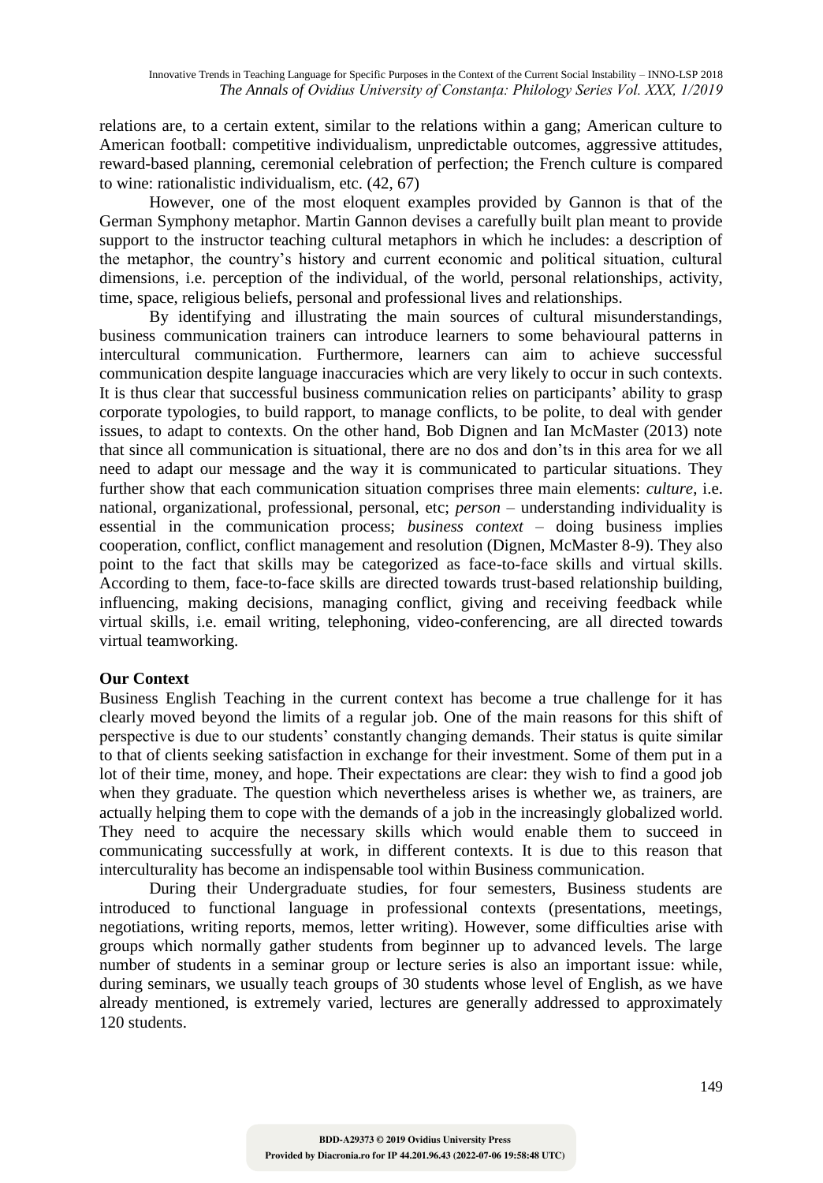relations are, to a certain extent, similar to the relations within a gang; American culture to American football: competitive individualism, unpredictable outcomes, aggressive attitudes, reward-based planning, ceremonial celebration of perfection; the French culture is compared to wine: rationalistic individualism, etc. (42, 67)

However, one of the most eloquent examples provided by Gannon is that of the German Symphony metaphor. Martin Gannon devises a carefully built plan meant to provide support to the instructor teaching cultural metaphors in which he includes: a description of the metaphor, the country's history and current economic and political situation, cultural dimensions, i.e. perception of the individual, of the world, personal relationships, activity, time, space, religious beliefs, personal and professional lives and relationships.

By identifying and illustrating the main sources of cultural misunderstandings, business communication trainers can introduce learners to some behavioural patterns in intercultural communication. Furthermore, learners can aim to achieve successful communication despite language inaccuracies which are very likely to occur in such contexts. It is thus clear that successful business communication relies on participants' ability to grasp corporate typologies, to build rapport, to manage conflicts, to be polite, to deal with gender issues, to adapt to contexts. On the other hand, Bob Dignen and Ian McMaster (2013) note that since all communication is situational, there are no dos and don'ts in this area for we all need to adapt our message and the way it is communicated to particular situations. They further show that each communication situation comprises three main elements: *culture*, i.e. national, organizational, professional, personal, etc; *person* – understanding individuality is essential in the communication process; *business context* – doing business implies cooperation, conflict, conflict management and resolution (Dignen, McMaster 8-9). They also point to the fact that skills may be categorized as face-to-face skills and virtual skills. According to them, face-to-face skills are directed towards trust-based relationship building, influencing, making decisions, managing conflict, giving and receiving feedback while virtual skills, i.e. email writing, telephoning, video-conferencing, are all directed towards virtual teamworking.

## Our Context

Business English Teaching in the current context has become a true challenge for it has clearly moved beyond the limits of a regular job. One of the main reasons for this shift of perspective is due to our students' constantly changing demands. Their status is quite similar to that of clients seeking satisfaction in exchange for their investment. Some of them put in a lot of their time, money, and hope. Their expectations are clear: they wish to find a good job when they graduate. The question which nevertheless arises is whether we, as trainers, are actually helping them to cope with the demands of a job in the increasingly globalized world. They need to acquire the necessary skills which would enable them to succeed in communicating successfully at work, in different contexts. It is due to this reason that interculturality has become an indispensable tool within Business communication.

During their Undergraduate studies, for four semesters, Business students are introduced to functional language in professional contexts (presentations, meetings, negotiations, writing reports, memos, letter writing). However, some difficulties arise with groups which normally gather students from beginner up to advanced levels. The large number of students in a seminar group or lecture series is also an important issue: while, during seminars, we usually teach groups of 30 students whose level of English, as we have already mentioned, is extremely varied, lectures are generally addressed to approximately 120 students.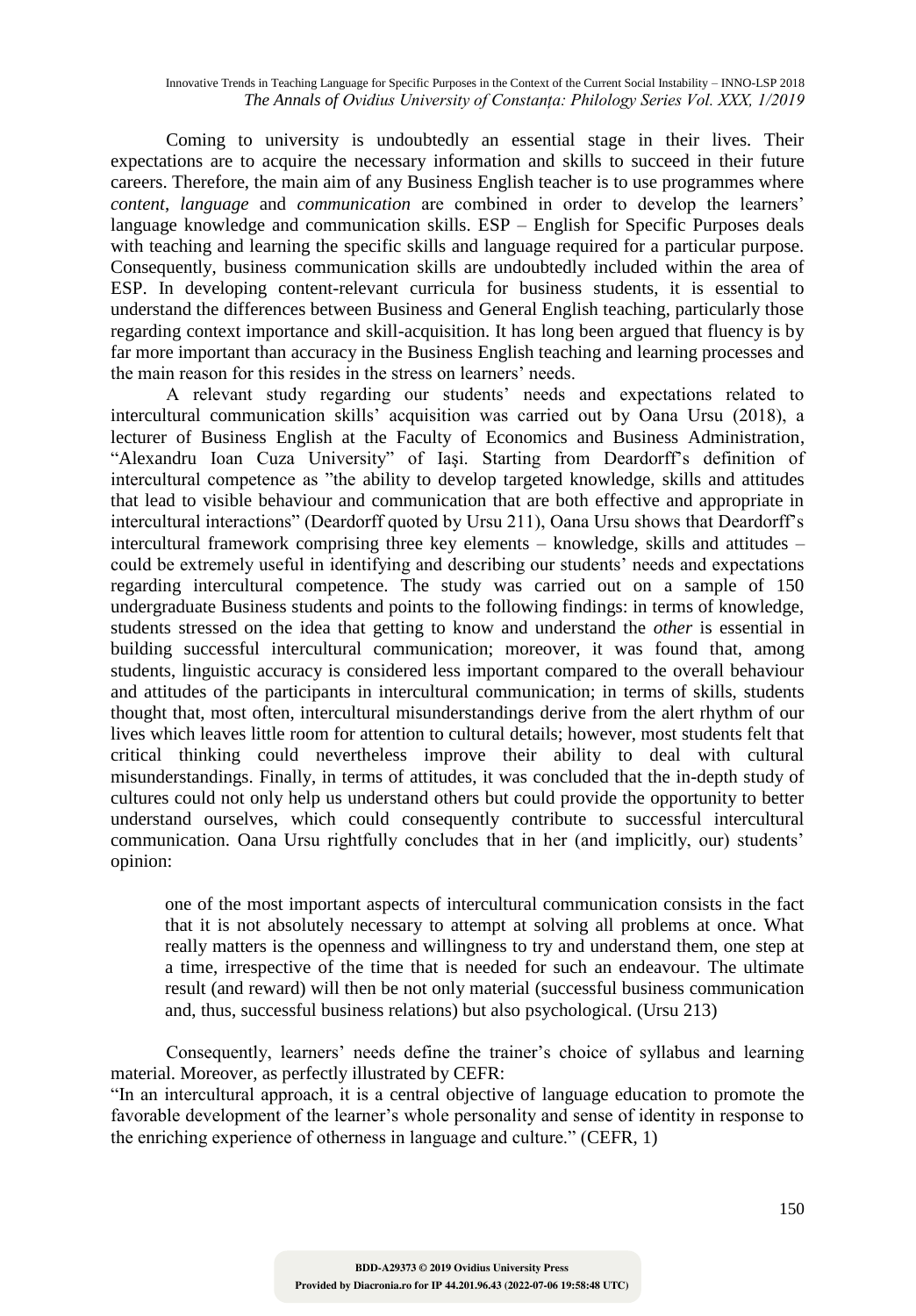Coming to university is undoubtedly an essential stage in their lives. Their expectations are to acquire the necessary information and skills to succeed in their future careers. Therefore, the main aim of any Business English teacher is to use programmes where *content*, *language* and *communication* are combined in order to develop the learners' language knowledge and communication skills. ESP – English for Specific Purposes deals with teaching and learning the specific skills and language required for a particular purpose. Consequently, business communication skills are undoubtedly included within the area of ESP. In developing content-relevant curricula for business students, it is essential to understand the differences between Business and General English teaching, particularly those regarding context importance and skill-acquisition. It has long been argued that fluency is by far more important than accuracy in the Business English teaching and learning processes and the main reason for this resides in the stress on learners' needs.

A relevant study regarding our students' needs and expectations related to intercultural communication skills' acquisition was carried out by Oana Ursu (2018), a lecturer of Business English at the Faculty of Economics and Business Administration, "Alexandru Ioan Cuza University" of Iași. Starting from Deardorff's definition of intercultural competence as "the ability to develop targeted knowledge, skills and attitudes that lead to visible behaviour and communication that are both effective and appropriate in intercultural interactions" (Deardorff quoted by Ursu 211), Oana Ursu shows that Deardorff's intercultural framework comprising three key elements – knowledge, skills and attitudes – could be extremely useful in identifying and describing our students' needs and expectations regarding intercultural competence. The study was carried out on a sample of 150 undergraduate Business students and points to the following findings: in terms of knowledge, students stressed on the idea that getting to know and understand the *other* is essential in building successful intercultural communication; moreover, it was found that, among students, linguistic accuracy is considered less important compared to the overall behaviour and attitudes of the participants in intercultural communication; in terms of skills, students thought that, most often, intercultural misunderstandings derive from the alert rhythm of our lives which leaves little room for attention to cultural details; however, most students felt that critical thinking could nevertheless improve their ability to deal with cultural misunderstandings. Finally, in terms of attitudes, it was concluded that the in-depth study of cultures could not only help us understand others but could provide the opportunity to better understand ourselves, which could consequently contribute to successful intercultural communication. Oana Ursu rightfully concludes that in her (and implicitly, our) students' opinion:

> one of the most important aspects of intercultural communication consists in the fact that it is not absolutely necessary to attempt at solving all problems at once. What really matters is the openness and willingness to try and understand them, one step at a time, irrespective of the time that is needed for such an endeavour. The ultimate result (and reward) will then be not only material (successful business communication and, thus, successful business relations) but also psychological. (Ursu 213)

Consequently, learners' needs define the trainer's choice of syllabus and learning material. Moreover, as perfectly illustrated by CEFR:

"In an intercultural approach, it is a central objective of language education to promote the favorable development of the learner's whole personality and sense of identity in response to the enriching experience of otherness in language and culture." (CEFR, 1)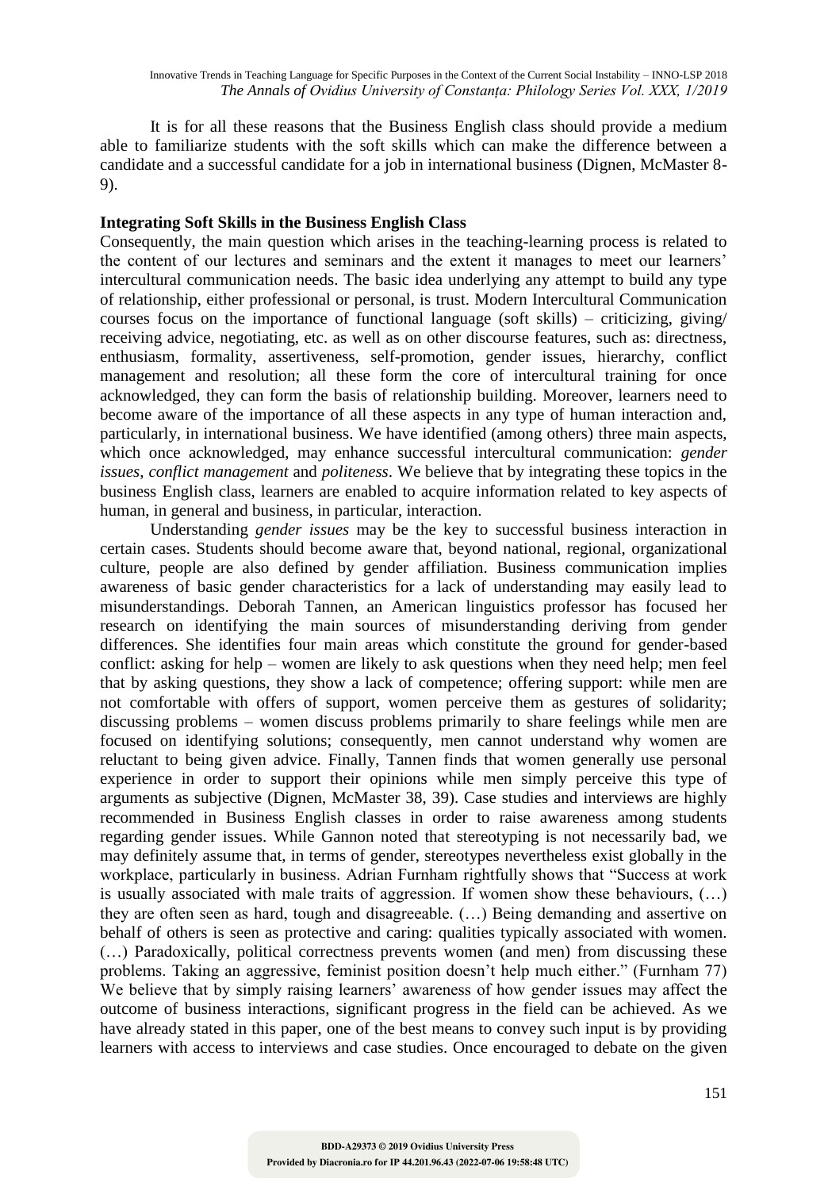It is for all these reasons that the Business English class should provide a medium able to familiarize students with the soft skills which can make the difference between a candidate and a successful candidate for a job in international business (Dignen, McMaster 8-9).

**Integrating Soft Skills in the Business English Class**

Consequently, the main question which arises in the teaching-learning process is related to the content of our lectures and seminars and the extent it manages to meet our learners' intercultural communication needs. The basic idea underlying any attempt to build any type of relationship, either professional or personal, is trust. Modern Intercultural Communication courses focus on the importance of functional language (soft skills) – criticizing, giving/ receiving advice, negotiating, etc. as well as on other discourse features, such as: directness, enthusiasm, formality, assertiveness, self-promotion, gender issues, hierarchy, conflict management and resolution; all these form the core of intercultural training for once acknowledged, they can form the basis of relationship building. Moreover, learners need to become aware of the importance of all these aspects in any type of human interaction and, particularly, in international business. We have identified (among others) three main aspects, which once acknowledged, may enhance successful intercultural communication: *gender issues*, *conflict management* and *politeness*. We believe that by integrating these topics in the business English class, learners are enabled to acquire information related to key aspects of human, in general and business, in particular, interaction.

Understanding *gender issues* may be the key to successful business interaction in certain cases. Students should become aware that, beyond national, regional, organizational culture, people are also defined by gender affiliation. Business communication implies awareness of basic gender characteristics for a lack of understanding may easily lead to misunderstandings. Deborah Tannen, an American linguistics professor has focused her research on identifying the main sources of misunderstanding deriving from gender differences. She identifies four main areas which constitute the ground for gender-based conflict: asking for help – women are likely to ask questions when they need help; men feel that by asking questions, they show a lack of competence; offering support: while men are not comfortable with offers of support, women perceive them as gestures of solidarity; discussing problems – women discuss problems primarily to share feelings while men are focused on identifying solutions; consequently, men cannot understand why women are reluctant to being given advice. Finally, Tannen finds that women generally use personal experience in order to support their opinions while men simply perceive this type of arguments as subjective (Dignen, McMaster 38, 39). Case studies and interviews are highly recommended in Business English classes in order to raise awareness among students regarding gender issues. While Gannon noted that stereotyping is not necessarily bad, we may definitely assume that, in terms of gender, stereotypes nevertheless exist globally in the workplace, particularly in business. Adrian Furnham rightfully shows that "Success at work is usually associated with male traits of aggression. If women show these behaviours, (…) they are often seen as hard, tough and disagreeable. (…) Being demanding and assertive on behalf of others is seen as protective and caring: qualities typically associated with women. (…) Paradoxically, political correctness prevents women (and men) from discussing these problems. Taking an aggressive, feminist position doesn't help much either." (Furnham 77) We believe that by simply raising learners' awareness of how gender issues may affect the outcome of business interactions, significant progress in the field can be achieved. As we have already stated in this paper, one of the best means to convey such input is by providing learners with access to interviews and case studies. Once encouraged to debate on the given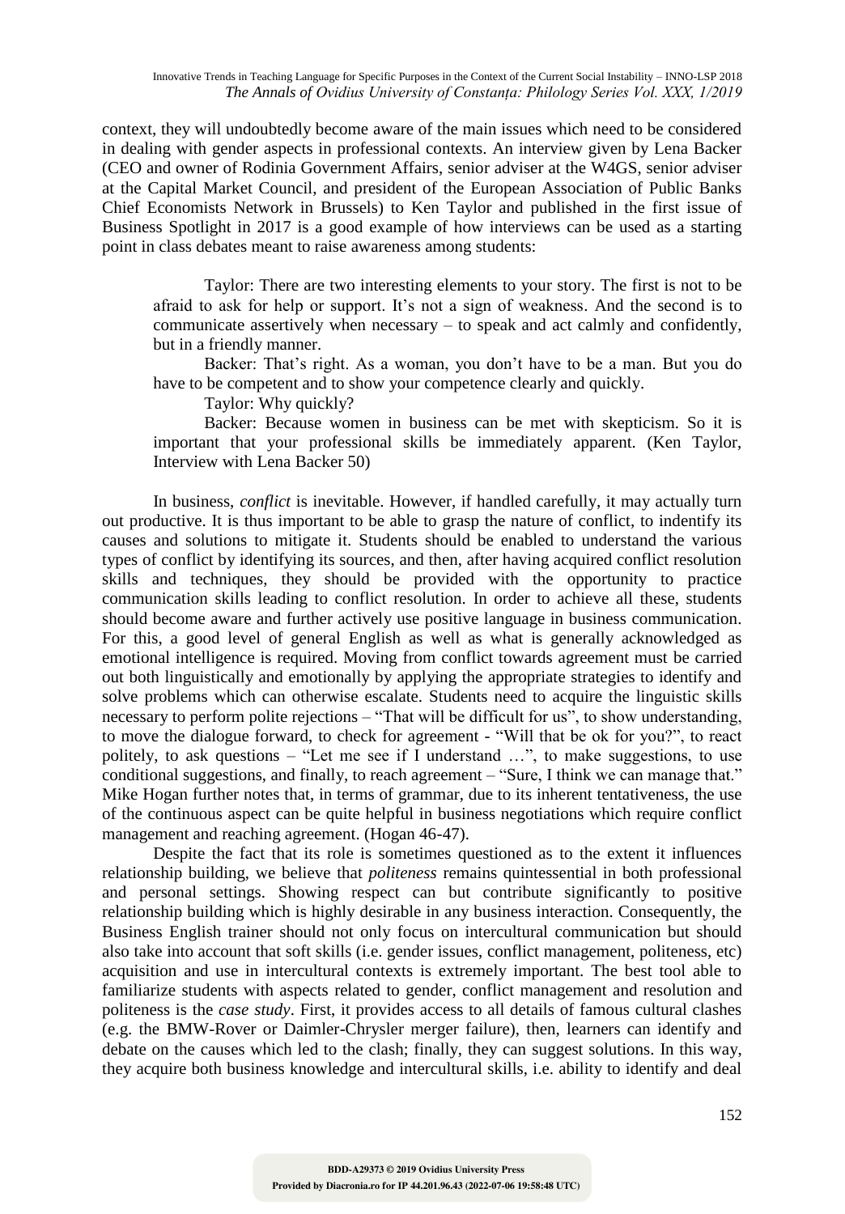context, they will undoubtedly become aware of the main issues which need to be considered in dealing with gender aspects in professional contexts. An interview given by Lena Backer (CEO and owner of Rodinia Government Affairs, senior adviser at the W4GS, senior adviser at the Capital Market Council, and president of the European Association of Public Banks Chief Economists Network in Brussels) to Ken Taylor and published in the first issue of Business Spotlight in 2017 is a good example of how interviews can be used as a starting point in class debates meant to raise awareness among students:

> Taylor: There are two interesting elements to your story. The first is not to be afraid to ask for help or support. It's not a sign of weakness. And the second is to communicate assertively when necessary – to speak and act calmly and confidently, but in a friendly manner.
>
> Backer: That's right. As a woman, you don't have to be a man. But you do have to be competent and to show your competence clearly and quickly.
>
> Taylor: Why quickly?
>
> Backer: Because women in business can be met with skepticism. So it is important that your professional skills be immediately apparent. (Ken Taylor, Interview with Lena Backer 50)

In business, *conflict* is inevitable. However, if handled carefully, it may actually turn out productive. It is thus important to be able to grasp the nature of conflict, to indentify its causes and solutions to mitigate it. Students should be enabled to understand the various types of conflict by identifying its sources, and then, after having acquired conflict resolution skills and techniques, they should be provided with the opportunity to practice communication skills leading to conflict resolution. In order to achieve all these, students should become aware and further actively use positive language in business communication. For this, a good level of general English as well as what is generally acknowledged as emotional intelligence is required. Moving from conflict towards agreement must be carried out both linguistically and emotionally by applying the appropriate strategies to identify and solve problems which can otherwise escalate. Students need to acquire the linguistic skills necessary to perform polite rejections – "That will be difficult for us", to show understanding, to move the dialogue forward, to check for agreement - "Will that be ok for you?", to react politely, to ask questions – "Let me see if I understand …", to make suggestions, to use conditional suggestions, and finally, to reach agreement – "Sure, I think we can manage that." Mike Hogan further notes that, in terms of grammar, due to its inherent tentativeness, the use of the continuous aspect can be quite helpful in business negotiations which require conflict management and reaching agreement. (Hogan 46-47).

Despite the fact that its role is sometimes questioned as to the extent it influences relationship building, we believe that *politeness* remains quintessential in both professional and personal settings. Showing respect can but contribute significantly to positive relationship building which is highly desirable in any business interaction. Consequently, the Business English trainer should not only focus on intercultural communication but should also take into account that soft skills (i.e. gender issues, conflict management, politeness, etc) acquisition and use in intercultural contexts is extremely important. The best tool able to familiarize students with aspects related to gender, conflict management and resolution and politeness is the *case study*. First, it provides access to all details of famous cultural clashes (e.g. the BMW-Rover or Daimler-Chrysler merger failure), then, learners can identify and debate on the causes which led to the clash; finally, they can suggest solutions. In this way, they acquire both business knowledge and intercultural skills, i.e. ability to identify and deal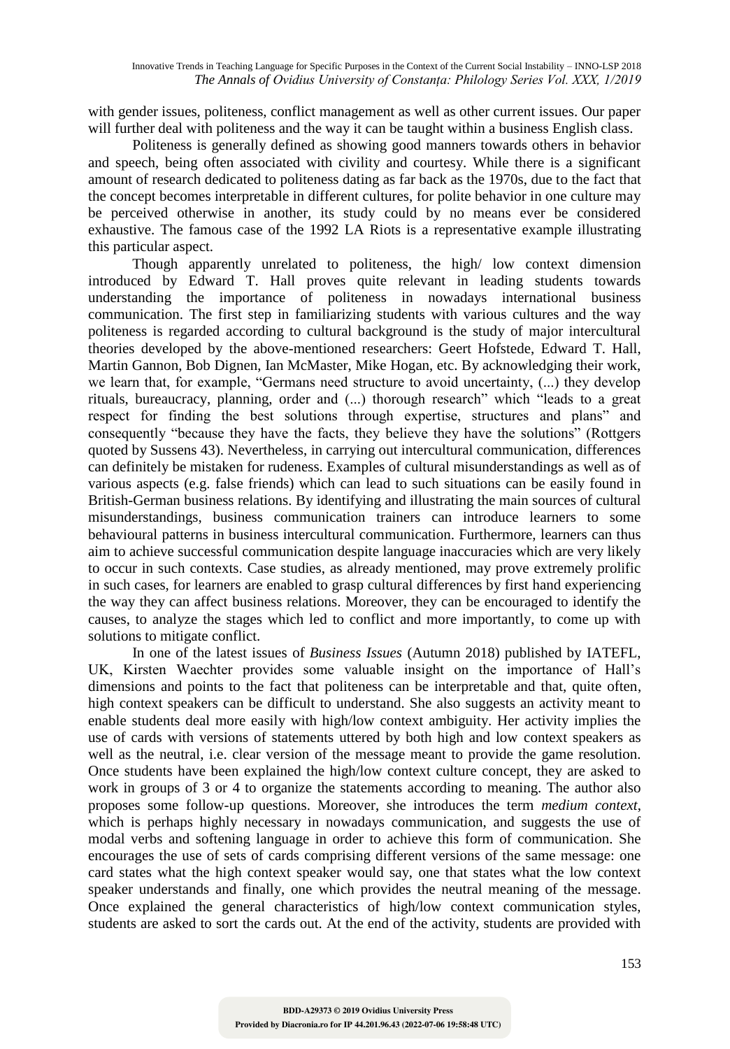with gender issues, politeness, conflict management as well as other current issues. Our paper will further deal with politeness and the way it can be taught within a business English class.

Politeness is generally defined as showing good manners towards others in behavior and speech, being often associated with civility and courtesy. While there is a significant amount of research dedicated to politeness dating as far back as the 1970s, due to the fact that the concept becomes interpretable in different cultures, for polite behavior in one culture may be perceived otherwise in another, its study could by no means ever be considered exhaustive. The famous case of the 1992 LA Riots is a representative example illustrating this particular aspect.

Though apparently unrelated to politeness, the high/ low context dimension introduced by Edward T. Hall proves quite relevant in leading students towards understanding the importance of politeness in nowadays international business communication. The first step in familiarizing students with various cultures and the way politeness is regarded according to cultural background is the study of major intercultural theories developed by the above-mentioned researchers: Geert Hofstede, Edward T. Hall, Martin Gannon, Bob Dignen, Ian McMaster, Mike Hogan, etc. By acknowledging their work, we learn that, for example, "Germans need structure to avoid uncertainty, (...) they develop rituals, bureaucracy, planning, order and (...) thorough research" which "leads to a great respect for finding the best solutions through expertise, structures and plans" and consequently "because they have the facts, they believe they have the solutions" (Rottgers quoted by Sussens 43). Nevertheless, in carrying out intercultural communication, differences can definitely be mistaken for rudeness. Examples of cultural misunderstandings as well as of various aspects (e.g. false friends) which can lead to such situations can be easily found in British-German business relations. By identifying and illustrating the main sources of cultural misunderstandings, business communication trainers can introduce learners to some behavioural patterns in business intercultural communication. Furthermore, learners can thus aim to achieve successful communication despite language inaccuracies which are very likely to occur in such contexts. Case studies, as already mentioned, may prove extremely prolific in such cases, for learners are enabled to grasp cultural differences by first hand experiencing the way they can affect business relations. Moreover, they can be encouraged to identify the causes, to analyze the stages which led to conflict and more importantly, to come up with solutions to mitigate conflict.

In one of the latest issues of *Business Issues* (Autumn 2018) published by IATEFL, UK, Kirsten Waechter provides some valuable insight on the importance of Hall's dimensions and points to the fact that politeness can be interpretable and that, quite often, high context speakers can be difficult to understand. She also suggests an activity meant to enable students deal more easily with high/low context ambiguity. Her activity implies the use of cards with versions of statements uttered by both high and low context speakers as well as the neutral, i.e. clear version of the message meant to provide the game resolution. Once students have been explained the high/low context culture concept, they are asked to work in groups of 3 or 4 to organize the statements according to meaning. The author also proposes some follow-up questions. Moreover, she introduces the term *medium context*, which is perhaps highly necessary in nowadays communication, and suggests the use of modal verbs and softening language in order to achieve this form of communication. She encourages the use of sets of cards comprising different versions of the same message: one card states what the high context speaker would say, one that states what the low context speaker understands and finally, one which provides the neutral meaning of the message. Once explained the general characteristics of high/low context communication styles, students are asked to sort the cards out. At the end of the activity, students are provided with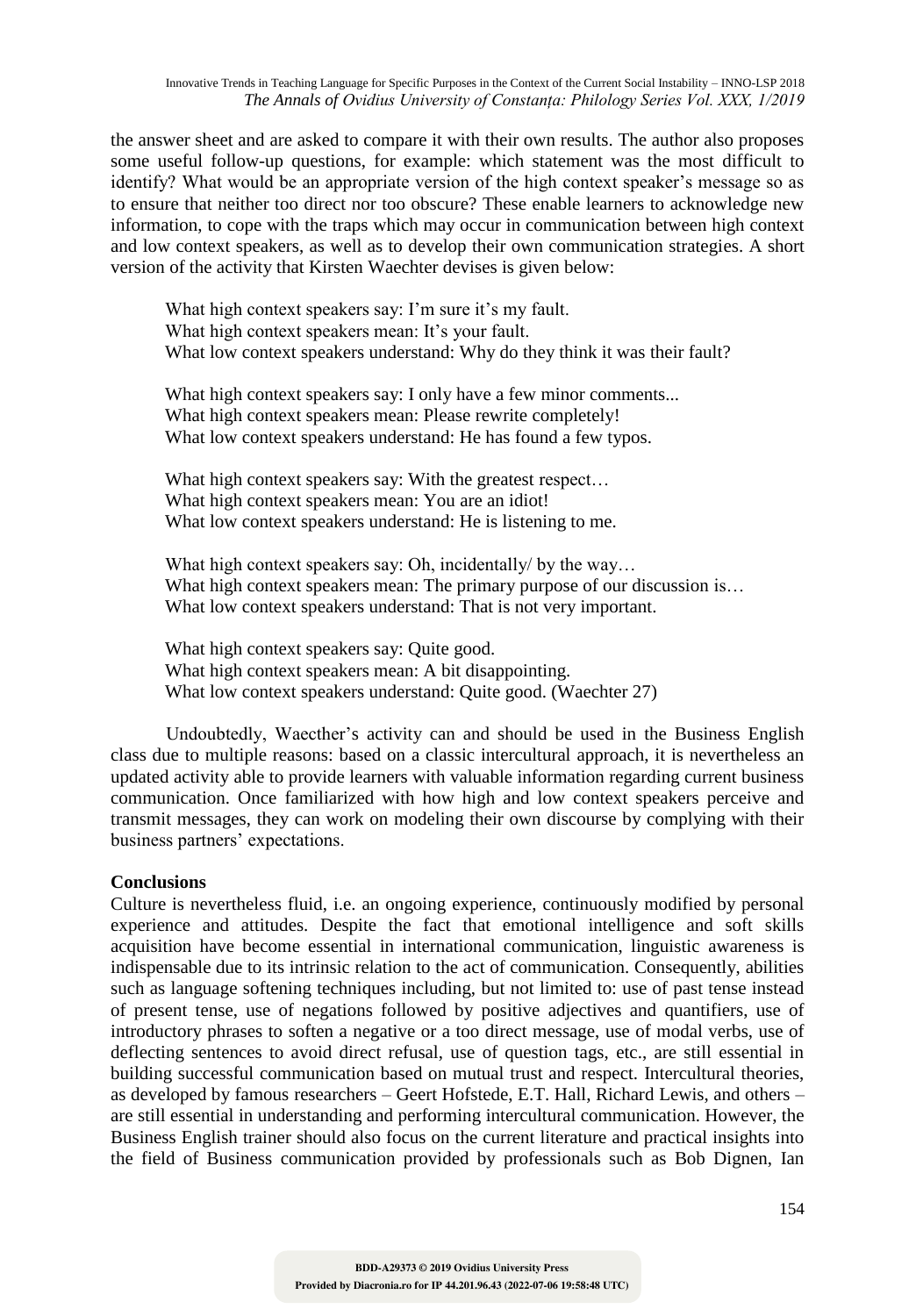the answer sheet and are asked to compare it with their own results. The author also proposes some useful follow-up questions, for example: which statement was the most difficult to identify? What would be an appropriate version of the high context speaker's message so as to ensure that neither too direct nor too obscure? These enable learners to acknowledge new information, to cope with the traps which may occur in communication between high context and low context speakers, as well as to develop their own communication strategies. A short version of the activity that Kirsten Waechter devises is given below:

> What high context speakers say: I'm sure it's my fault.
> What high context speakers mean: It's your fault.
> What low context speakers understand: Why do they think it was their fault?
>
> What high context speakers say: I only have a few minor comments...
> What high context speakers mean: Please rewrite completely!
> What low context speakers understand: He has found a few typos.
>
> What high context speakers say: With the greatest respect…
> What high context speakers mean: You are an idiot!
> What low context speakers understand: He is listening to me.
>
> What high context speakers say: Oh, incidentally/ by the way…
> What high context speakers mean: The primary purpose of our discussion is…
> What low context speakers understand: That is not very important.
>
> What high context speakers say: Quite good.
> What high context speakers mean: A bit disappointing.
> What low context speakers understand: Quite good. (Waechter 27)

Undoubtedly, Waecther's activity can and should be used in the Business English class due to multiple reasons: based on a classic intercultural approach, it is nevertheless an updated activity able to provide learners with valuable information regarding current business communication. Once familiarized with how high and low context speakers perceive and transmit messages, they can work on modeling their own discourse by complying with their business partners' expectations.

**Conclusions**

Culture is nevertheless fluid, i.e. an ongoing experience, continuously modified by personal experience and attitudes. Despite the fact that emotional intelligence and soft skills acquisition have become essential in international communication, linguistic awareness is indispensable due to its intrinsic relation to the act of communication. Consequently, abilities such as language softening techniques including, but not limited to: use of past tense instead of present tense, use of negations followed by positive adjectives and quantifiers, use of introductory phrases to soften a negative or a too direct message, use of modal verbs, use of deflecting sentences to avoid direct refusal, use of question tags, etc., are still essential in building successful communication based on mutual trust and respect. Intercultural theories, as developed by famous researchers – Geert Hofstede, E.T. Hall, Richard Lewis, and others – are still essential in understanding and performing intercultural communication. However, the Business English trainer should also focus on the current literature and practical insights into the field of Business communication provided by professionals such as Bob Dignen, Ian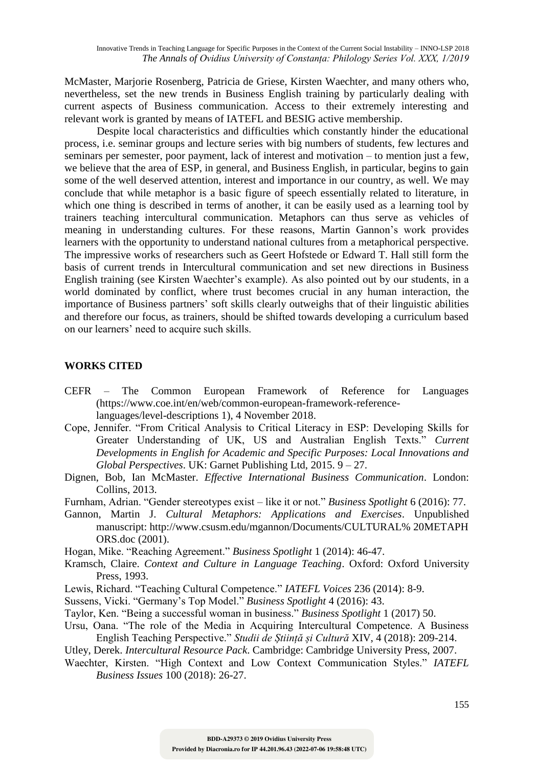McMaster, Marjorie Rosenberg, Patricia de Griese, Kirsten Waechter, and many others who, nevertheless, set the new trends in Business English training by particularly dealing with current aspects of Business communication. Access to their extremely interesting and relevant work is granted by means of IATEFL and BESIG active membership.

Despite local characteristics and difficulties which constantly hinder the educational process, i.e. seminar groups and lecture series with big numbers of students, few lectures and seminars per semester, poor payment, lack of interest and motivation – to mention just a few, we believe that the area of ESP, in general, and Business English, in particular, begins to gain some of the well deserved attention, interest and importance in our country, as well. We may conclude that while metaphor is a basic figure of speech essentially related to literature, in which one thing is described in terms of another, it can be easily used as a learning tool by trainers teaching intercultural communication. Metaphors can thus serve as vehicles of meaning in understanding cultures. For these reasons, Martin Gannon's work provides learners with the opportunity to understand national cultures from a metaphorical perspective. The impressive works of researchers such as Geert Hofstede or Edward T. Hall still form the basis of current trends in Intercultural communication and set new directions in Business English training (see Kirsten Waechter's example). As also pointed out by our students, in a world dominated by conflict, where trust becomes crucial in any human interaction, the importance of Business partners' soft skills clearly outweighs that of their linguistic abilities and therefore our focus, as trainers, should be shifted towards developing a curriculum based on our learners' need to acquire such skills.

## WORKS CITED

CEFR – The Common European Framework of Reference for Languages (https://www.coe.int/en/web/common-european-framework-reference-languages/level-descriptions 1), 4 November 2018.

Cope, Jennifer. "From Critical Analysis to Critical Literacy in ESP: Developing Skills for Greater Understanding of UK, US and Australian English Texts." *Current Developments in English for Academic and Specific Purposes: Local Innovations and Global Perspectives*. UK: Garnet Publishing Ltd, 2015. 9 – 27.

Dignen, Bob, Ian McMaster. *Effective International Business Communication*. London: Collins, 2013.

Furnham, Adrian. "Gender stereotypes exist – like it or not." *Business Spotlight* 6 (2016): 77.

Gannon, Martin J. *Cultural Metaphors: Applications and Exercises*. Unpublished manuscript: http://www.csusm.edu/mgannon/Documents/CULTURAL% 20METAPHORS.doc (2001).

Hogan, Mike. "Reaching Agreement." *Business Spotlight* 1 (2014): 46-47.

Kramsch, Claire. *Context and Culture in Language Teaching*. Oxford: Oxford University Press, 1993.

Lewis, Richard. "Teaching Cultural Competence." *IATEFL Voices* 236 (2014): 8-9.

Sussens, Vicki. "Germany's Top Model." *Business Spotlight* 4 (2016): 43.

Taylor, Ken. "Being a successful woman in business." *Business Spotlight* 1 (2017) 50.

Ursu, Oana. "The role of the Media in Acquiring Intercultural Competence. A Business English Teaching Perspective." *Studii de Știință și Cultură* XIV, 4 (2018): 209-214.

Utley, Derek. *Intercultural Resource Pack*. Cambridge: Cambridge University Press, 2007.

Waechter, Kirsten. "High Context and Low Context Communication Styles." *IATEFL Business Issues* 100 (2018): 26-27.